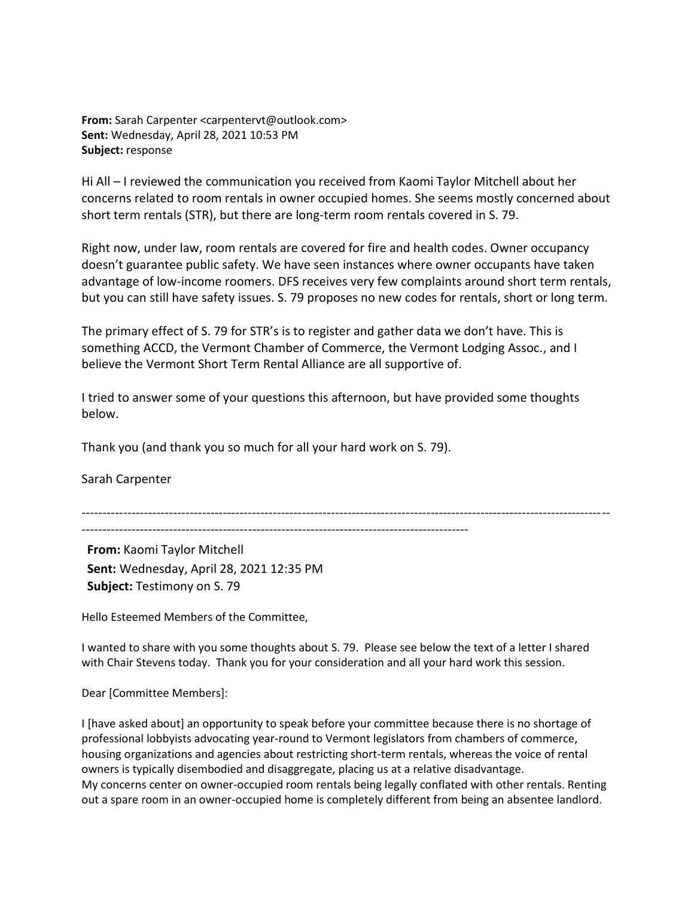**From:** Sarah Carpenter <carpentervt@outlook.com>
**Sent:** Wednesday, April 28, 2021 10:53 PM
**Subject:** response

Hi All – I reviewed the communication you received from Kaomi Taylor Mitchell about her concerns related to room rentals in owner occupied homes. She seems mostly concerned about short term rentals (STR), but there are long-term room rentals covered in S. 79.

Right now, under law, room rentals are covered for fire and health codes. Owner occupancy doesn't guarantee public safety. We have seen instances where owner occupants have taken advantage of low-income roomers. DFS receives very few complaints around short term rentals, but you can still have safety issues. S. 79 proposes no new codes for rentals, short or long term.

The primary effect of S. 79 for STR's is to register and gather data we don't have. This is something ACCD, the Vermont Chamber of Commerce, the Vermont Lodging Assoc., and I believe the Vermont Short Term Rental Alliance are all supportive of.

I tried to answer some of your questions this afternoon, but have provided some thoughts below.

Thank you (and thank you so much for all your hard work on S. 79).

Sarah Carpenter

---

**From:** Kaomi Taylor Mitchell
**Sent:** Wednesday, April 28, 2021 12:35 PM
**Subject:** Testimony on S. 79

Hello Esteemed Members of the Committee,

I wanted to share with you some thoughts about S. 79. Please see below the text of a letter I shared with Chair Stevens today. Thank you for your consideration and all your hard work this session.

Dear [Committee Members]:

I [have asked about] an opportunity to speak before your committee because there is no shortage of professional lobbyists advocating year-round to Vermont legislators from chambers of commerce, housing organizations and agencies about restricting short-term rentals, whereas the voice of rental owners is typically disembodied and disaggregate, placing us at a relative disadvantage.
My concerns center on owner-occupied room rentals being legally conflated with other rentals. Renting out a spare room in an owner-occupied home is completely different from being an absentee landlord.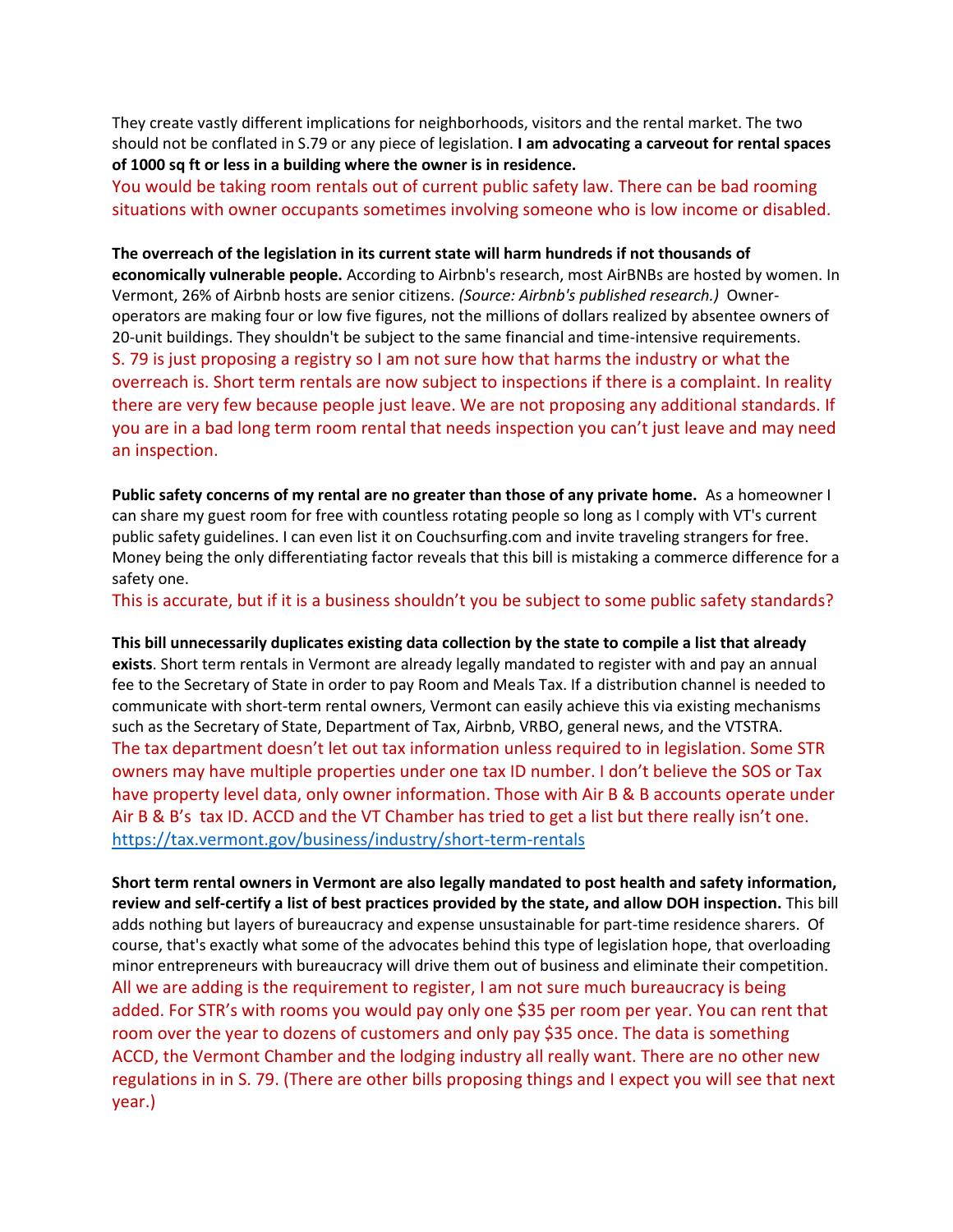They create vastly different implications for neighborhoods, visitors and the rental market. The two should not be conflated in S.79 or any piece of legislation. **I am advocating a carveout for rental spaces of 1000 sq ft or less in a building where the owner is in residence.**

You would be taking room rentals out of current public safety law. There can be bad rooming situations with owner occupants sometimes involving someone who is low income or disabled.

**The overreach of the legislation in its current state will harm hundreds if not thousands of economically vulnerable people.** According to Airbnb's research, most AirBNBs are hosted by women. In Vermont, 26% of Airbnb hosts are senior citizens. *(Source: Airbnb's published research.)* Owner-operators are making four or low five figures, not the millions of dollars realized by absentee owners of 20-unit buildings. They shouldn't be subject to the same financial and time-intensive requirements.

S. 79 is just proposing a registry so I am not sure how that harms the industry or what the overreach is. Short term rentals are now subject to inspections if there is a complaint. In reality there are very few because people just leave. We are not proposing any additional standards. If you are in a bad long term room rental that needs inspection you can't just leave and may need an inspection.

**Public safety concerns of my rental are no greater than those of any private home.** As a homeowner I can share my guest room for free with countless rotating people so long as I comply with VT's current public safety guidelines. I can even list it on Couchsurfing.com and invite traveling strangers for free. Money being the only differentiating factor reveals that this bill is mistaking a commerce difference for a safety one.

This is accurate, but if it is a business shouldn't you be subject to some public safety standards?

**This bill unnecessarily duplicates existing data collection by the state to compile a list that already exists**. Short term rentals in Vermont are already legally mandated to register with and pay an annual fee to the Secretary of State in order to pay Room and Meals Tax. If a distribution channel is needed to communicate with short-term rental owners, Vermont can easily achieve this via existing mechanisms such as the Secretary of State, Department of Tax, Airbnb, VRBO, general news, and the VTSTRA.

The tax department doesn't let out tax information unless required to in legislation. Some STR owners may have multiple properties under one tax ID number. I don't believe the SOS or Tax have property level data, only owner information. Those with Air B & B accounts operate under Air B & B's tax ID. ACCD and the VT Chamber has tried to get a list but there really isn't one. https://tax.vermont.gov/business/industry/short-term-rentals

**Short term rental owners in Vermont are also legally mandated to post health and safety information, review and self-certify a list of best practices provided by the state, and allow DOH inspection.** This bill adds nothing but layers of bureaucracy and expense unsustainable for part-time residence sharers. Of course, that's exactly what some of the advocates behind this type of legislation hope, that overloading minor entrepreneurs with bureaucracy will drive them out of business and eliminate their competition.

All we are adding is the requirement to register, I am not sure much bureaucracy is being added. For STR's with rooms you would pay only one $35 per room per year. You can rent that room over the year to dozens of customers and only pay $35 once. The data is something ACCD, the Vermont Chamber and the lodging industry all really want. There are no other new regulations in in S. 79. (There are other bills proposing things and I expect you will see that next year.)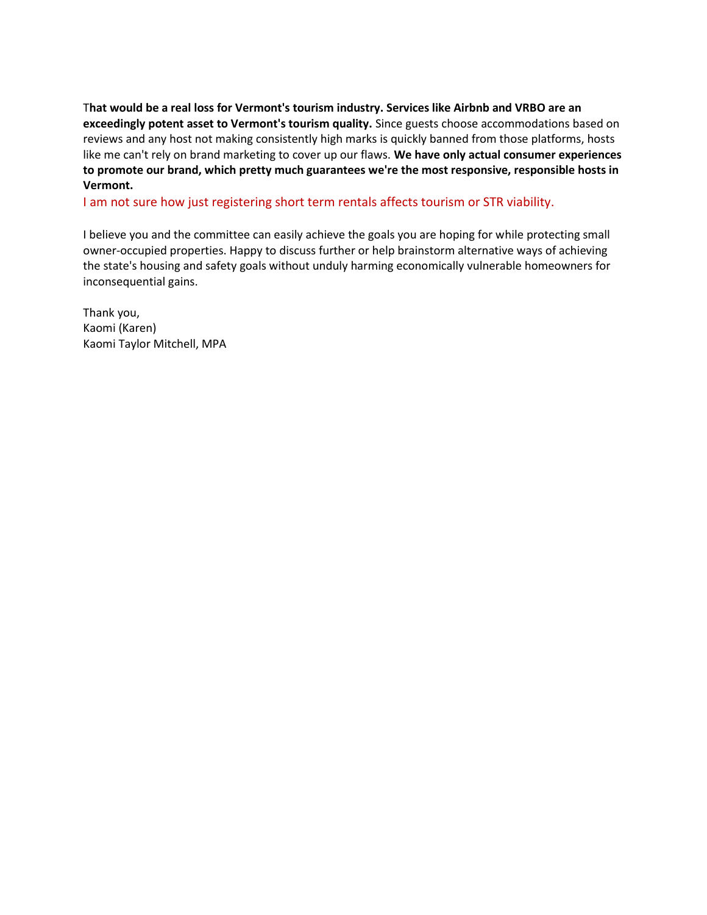T**hat would be a real loss for Vermont's tourism industry. Services like Airbnb and VRBO are an exceedingly potent asset to Vermont's tourism quality.** Since guests choose accommodations based on reviews and any host not making consistently high marks is quickly banned from those platforms, hosts like me can't rely on brand marketing to cover up our flaws. **We have only actual consumer experiences to promote our brand, which pretty much guarantees we're the most responsive, responsible hosts in Vermont.**

I am not sure how just registering short term rentals affects tourism or STR viability.

I believe you and the committee can easily achieve the goals you are hoping for while protecting small owner-occupied properties. Happy to discuss further or help brainstorm alternative ways of achieving the state's housing and safety goals without unduly harming economically vulnerable homeowners for inconsequential gains.

Thank you,
Kaomi (Karen)
Kaomi Taylor Mitchell, MPA